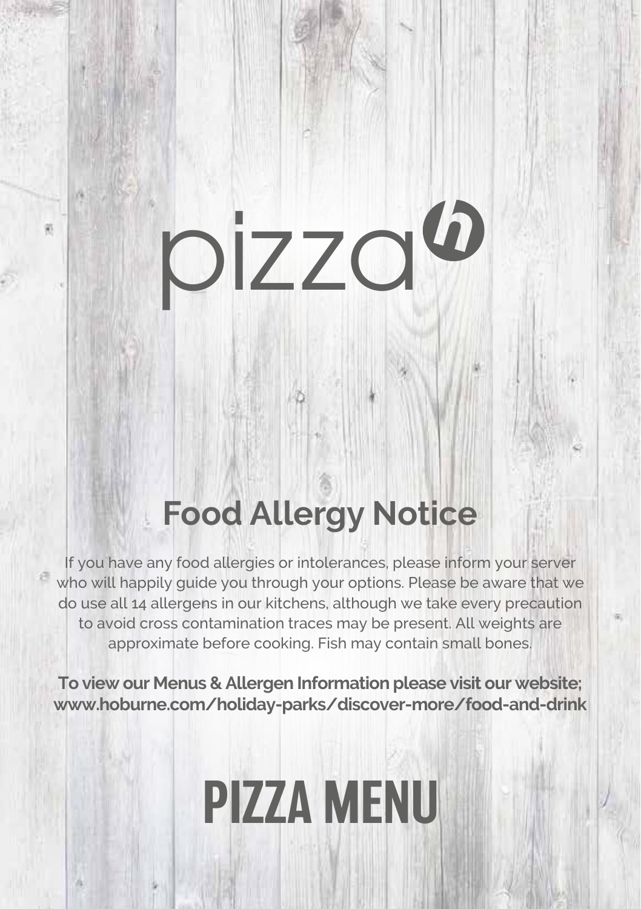# pizza

## Food Allergy Notice

If you have any food allergies or intolerances, please inform your server who will happily guide you through your options. Please be aware that we do use all 14 allergens in our kitchens, although we take every precaution to avoid cross contamination traces may be present. All weights are approximate before cooking. Fish may contain small bones.

**To view our Menus & Allergen Information please visit our website; www.hoburne.com/holiday-parks/discover-more/food-and-drink**

# PIZZA MENU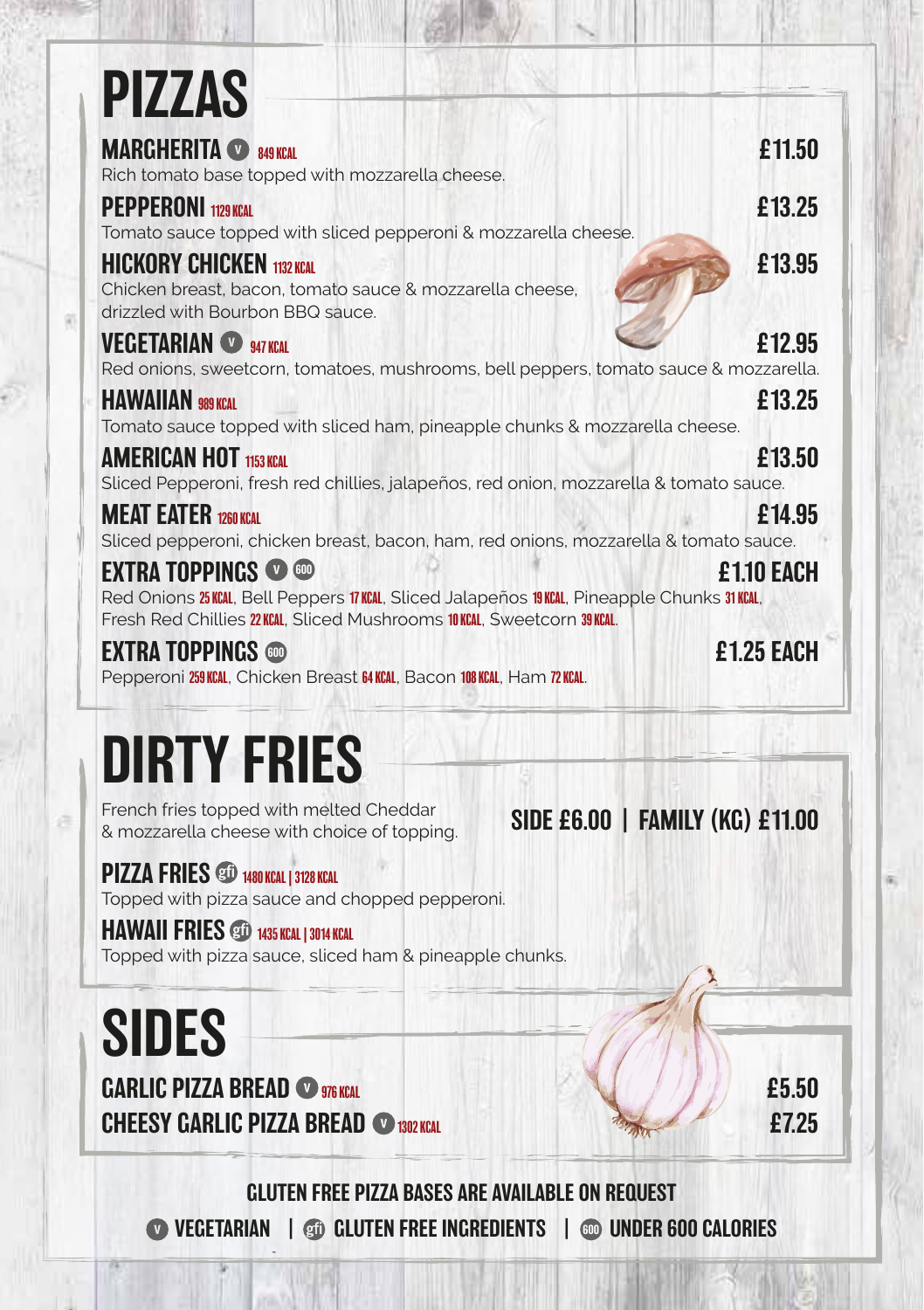# PIZZAS

**MARGHERITA** (V) 849 KCAL — **£11.50**
Rich tomato base topped with mozzarella cheese.

**PEPPERONI** 1129 KCAL — **£13.25**
Tomato sauce topped with sliced pepperoni & mozzarella cheese.

**HICKORY CHICKEN** 1132 KCAL — **£13.95**
Chicken breast, bacon, tomato sauce & mozzarella cheese, drizzled with Bourbon BBQ sauce.

**VEGETARIAN** (V) 947 KCAL — **£12.95**
Red onions, sweetcorn, tomatoes, mushrooms, bell peppers, tomato sauce & mozzarella.

**HAWAIIAN** 989 KCAL — **£13.25**
Tomato sauce topped with sliced ham, pineapple chunks & mozzarella cheese.

**AMERICAN HOT** 1153 KCAL — **£13.50**
Sliced Pepperoni, fresh red chillies, jalapeños, red onion, mozzarella & tomato sauce.

**MEAT EATER** 1260 KCAL — **£14.95**
Sliced pepperoni, chicken breast, bacon, ham, red onions, mozzarella & tomato sauce.

**EXTRA TOPPINGS** (V) (600) — **£1.10 EACH**
Red Onions 25 KCAL, Bell Peppers 17 KCAL, Sliced Jalapeños 19 KCAL, Pineapple Chunks 31 KCAL, Fresh Red Chillies 22 KCAL, Sliced Mushrooms 10 KCAL, Sweetcorn 39 KCAL.

**EXTRA TOPPINGS** (600) — **£1.25 EACH**
Pepperoni 259 KCAL, Chicken Breast 64 KCAL, Bacon 108 KCAL, Ham 72 KCAL.

# DIRTY FRIES

French fries topped with melted Cheddar & mozzarella cheese with choice of topping.

**SIDE £6.00 | FAMILY (KG) £11.00**

**PIZZA FRIES** (gfi) 1480 KCAL | 3128 KCAL
Topped with pizza sauce and chopped pepperoni.

**HAWAII FRIES** (gfi) 1435 KCAL | 3014 KCAL
Topped with pizza sauce, sliced ham & pineapple chunks.

# SIDES

**GARLIC PIZZA BREAD** (V) 976 KCAL — **£5.50**

**CHEESY GARLIC PIZZA BREAD** (V) 1302 KCAL — **£7.25**

**GLUTEN FREE PIZZA BASES ARE AVAILABLE ON REQUEST**

(V) VEGETARIAN | (gfi) GLUTEN FREE INGREDIENTS | (600) UNDER 600 CALORIES